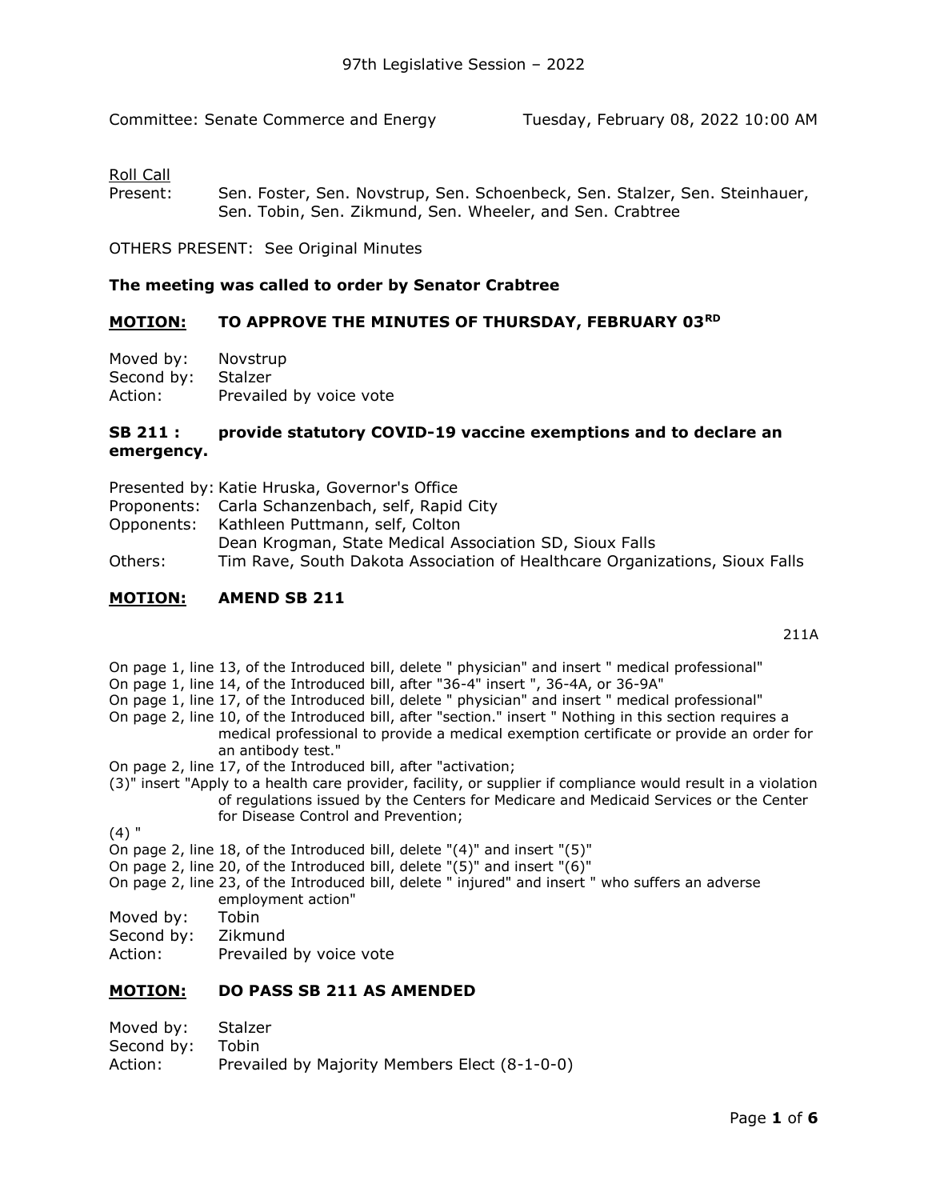97th Legislative Session – 2022

Committee: Senate Commerce and Energy Tuesday, February 08, 2022 10:00 AM

Roll Call

Present: Sen. Foster, Sen. Novstrup, Sen. Schoenbeck, Sen. Stalzer, Sen. Steinhauer, Sen. Tobin, Sen. Zikmund, Sen. Wheeler, and Sen. Crabtree

OTHERS PRESENT: See Original Minutes

**The meeting was called to order by Senator Crabtree**

## MOTION: TO APPROVE THE MINUTES OF THURSDAY, FEBRUARY 03RD

Moved by: Novstrup
Second by: Stalzer
Action: Prevailed by voice vote

## SB 211 : provide statutory COVID-19 vaccine exemptions and to declare an emergency.

Presented by: Katie Hruska, Governor's Office
Proponents: Carla Schanzenbach, self, Rapid City
Opponents: Kathleen Puttmann, self, Colton
Dean Krogman, State Medical Association SD, Sioux Falls
Others: Tim Rave, South Dakota Association of Healthcare Organizations, Sioux Falls

## MOTION: AMEND SB 211

211A

On page 1, line 13, of the Introduced bill, delete " physician" and insert " medical professional"
On page 1, line 14, of the Introduced bill, after "36-4" insert ", 36-4A, or 36-9A"
On page 1, line 17, of the Introduced bill, delete " physician" and insert " medical professional"
On page 2, line 10, of the Introduced bill, after "section." insert " Nothing in this section requires a medical professional to provide a medical exemption certificate or provide an order for an antibody test."
On page 2, line 17, of the Introduced bill, after "activation;
(3)" insert "Apply to a health care provider, facility, or supplier if compliance would result in a violation of regulations issued by the Centers for Medicare and Medicaid Services or the Center for Disease Control and Prevention;
(4) "
On page 2, line 18, of the Introduced bill, delete "(4)" and insert "(5)"
On page 2, line 20, of the Introduced bill, delete "(5)" and insert "(6)"
On page 2, line 23, of the Introduced bill, delete " injured" and insert " who suffers an adverse employment action"

Moved by: Tobin
Second by: Zikmund
Action: Prevailed by voice vote

## MOTION: DO PASS SB 211 AS AMENDED

Moved by: Stalzer
Second by: Tobin
Action: Prevailed by Majority Members Elect (8-1-0-0)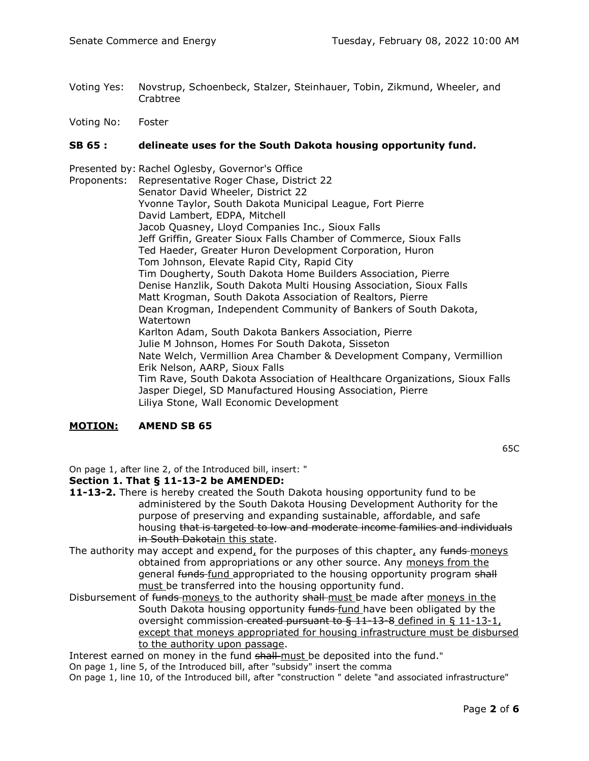Voting Yes: Novstrup, Schoenbeck, Stalzer, Steinhauer, Tobin, Zikmund, Wheeler, and Crabtree

Voting No: Foster

**SB 65 : delineate uses for the South Dakota housing opportunity fund.**

Presented by: Rachel Oglesby, Governor's Office

Proponents:
Representative Roger Chase, District 22
Senator David Wheeler, District 22
Yvonne Taylor, South Dakota Municipal League, Fort Pierre
David Lambert, EDPA, Mitchell
Jacob Quasney, Lloyd Companies Inc., Sioux Falls
Jeff Griffin, Greater Sioux Falls Chamber of Commerce, Sioux Falls
Ted Haeder, Greater Huron Development Corporation, Huron
Tom Johnson, Elevate Rapid City, Rapid City
Tim Dougherty, South Dakota Home Builders Association, Pierre
Denise Hanzlik, South Dakota Multi Housing Association, Sioux Falls
Matt Krogman, South Dakota Association of Realtors, Pierre
Dean Krogman, Independent Community of Bankers of South Dakota, Watertown
Karlton Adam, South Dakota Bankers Association, Pierre
Julie M Johnson, Homes For South Dakota, Sisseton
Nate Welch, Vermillion Area Chamber & Development Company, Vermillion
Erik Nelson, AARP, Sioux Falls
Tim Rave, South Dakota Association of Healthcare Organizations, Sioux Falls
Jasper Diegel, SD Manufactured Housing Association, Pierre
Liliya Stone, Wall Economic Development

**MOTION: AMEND SB 65**

65C

On page 1, after line 2, of the Introduced bill, insert: "

**Section 1. That § 11-13-2 be AMENDED:**

**11-13-2.** There is hereby created the South Dakota housing opportunity fund to be administered by the South Dakota Housing Development Authority for the purpose of preserving and expanding sustainable, affordable, and safe housing ~~that is targeted to low and moderate income families and individuals in South Dakota~~in this state.

The authority may accept and expend, for the purposes of this chapter, any ~~funds~~ moneys obtained from appropriations or any other source. Any moneys from the general ~~funds~~ fund appropriated to the housing opportunity program ~~shall~~ must be transferred into the housing opportunity fund.

Disbursement of ~~funds~~ moneys to the authority ~~shall~~ must be made after moneys in the South Dakota housing opportunity ~~funds~~ fund have been obligated by the oversight commission ~~created pursuant to § 11-13-8~~ defined in § 11-13-1, except that moneys appropriated for housing infrastructure must be disbursed to the authority upon passage.

Interest earned on money in the fund ~~shall~~ must be deposited into the fund."

On page 1, line 5, of the Introduced bill, after "subsidy" insert the comma

On page 1, line 10, of the Introduced bill, after "construction " delete "and associated infrastructure"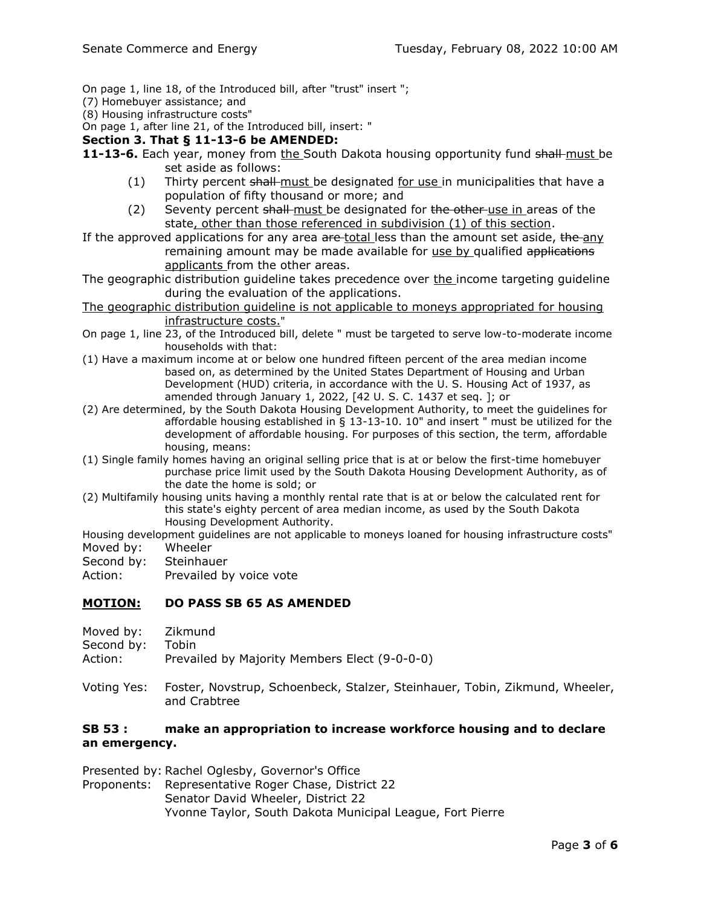On page 1, line 18, of the Introduced bill, after "trust" insert ";
(7) Homebuyer assistance; and
(8) Housing infrastructure costs"
On page 1, after line 21, of the Introduced bill, insert: "

**Section 3. That § 11-13-6 be AMENDED:**

**11-13-6.** Each year, money from <u>the </u>South Dakota housing opportunity fund ~~shall~~ <u>must </u>be set aside as follows:

(1) Thirty percent ~~shall~~ <u>must </u>be designated <u>for use </u>in municipalities that have a population of fifty thousand or more; and

(2) Seventy percent ~~shall~~ <u>must </u>be designated for ~~the other~~ <u>use in </u>areas of the state<u>, other than those referenced in subdivision (1) of this section</u>.

If the approved applications for any area ~~are~~ <u>total </u>less than the amount set aside, ~~the~~ <u>any</u> remaining amount may be made available for <u>use by </u>qualified ~~applications~~ <u>applicants </u>from the other areas.

The geographic distribution guideline takes precedence over <u>the </u>income targeting guideline during the evaluation of the applications.

<u>The geographic distribution guideline is not applicable to moneys appropriated for housing infrastructure costs.</u>"

On page 1, line 23, of the Introduced bill, delete " must be targeted to serve low-to-moderate income households with that:
(1) Have a maximum income at or below one hundred fifteen percent of the area median income based on, as determined by the United States Department of Housing and Urban Development (HUD) criteria, in accordance with the U. S. Housing Act of 1937, as amended through January 1, 2022, [42 U. S. C. 1437 et seq. ]; or
(2) Are determined, by the South Dakota Housing Development Authority, to meet the guidelines for affordable housing established in § 13-13-10. 10" and insert " must be utilized for the development of affordable housing. For purposes of this section, the term, affordable housing, means:
(1) Single family homes having an original selling price that is at or below the first-time homebuyer purchase price limit used by the South Dakota Housing Development Authority, as of the date the home is sold; or
(2) Multifamily housing units having a monthly rental rate that is at or below the calculated rent for this state's eighty percent of area median income, as used by the South Dakota Housing Development Authority.
Housing development guidelines are not applicable to moneys loaned for housing infrastructure costs"

Moved by: Wheeler
Second by: Steinhauer
Action: Prevailed by voice vote

**MOTION: DO PASS SB 65 AS AMENDED**

Moved by: Zikmund
Second by: Tobin
Action: Prevailed by Majority Members Elect (9-0-0-0)

Voting Yes: Foster, Novstrup, Schoenbeck, Stalzer, Steinhauer, Tobin, Zikmund, Wheeler, and Crabtree

**SB 53 : make an appropriation to increase workforce housing and to declare an emergency.**

Presented by: Rachel Oglesby, Governor's Office
Proponents: Representative Roger Chase, District 22
Senator David Wheeler, District 22
Yvonne Taylor, South Dakota Municipal League, Fort Pierre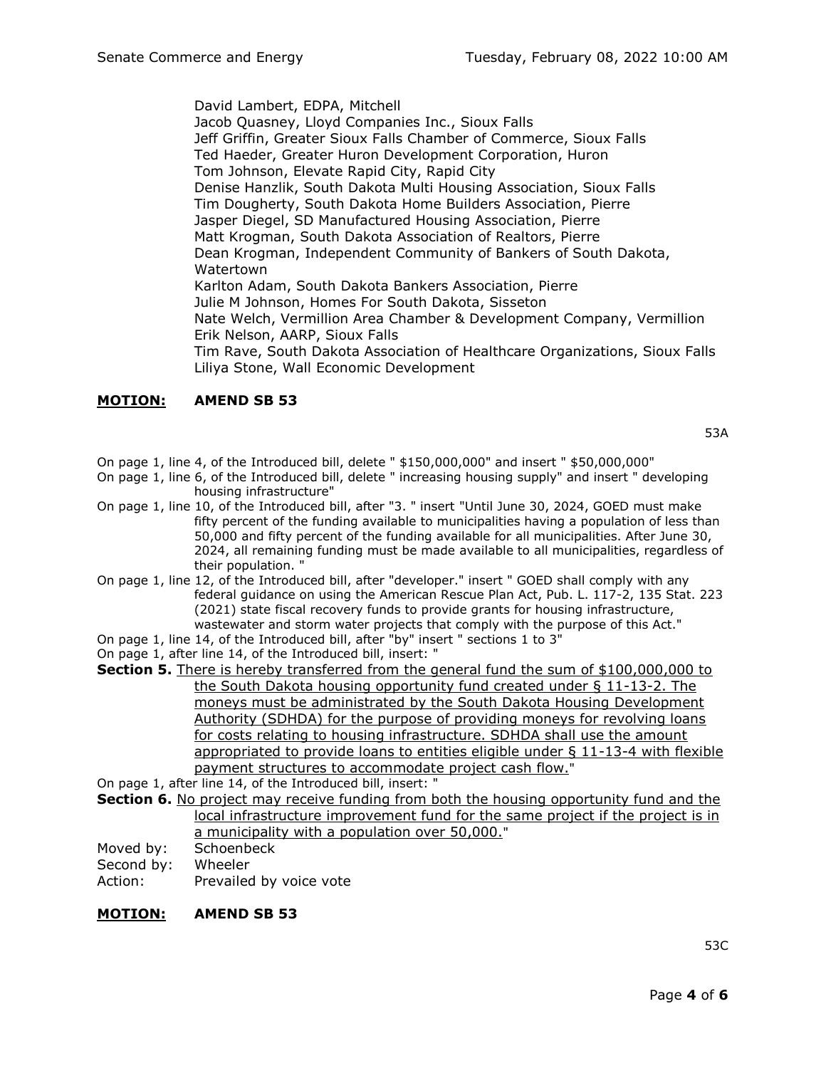David Lambert, EDPA, Mitchell
Jacob Quasney, Lloyd Companies Inc., Sioux Falls
Jeff Griffin, Greater Sioux Falls Chamber of Commerce, Sioux Falls
Ted Haeder, Greater Huron Development Corporation, Huron
Tom Johnson, Elevate Rapid City, Rapid City
Denise Hanzlik, South Dakota Multi Housing Association, Sioux Falls
Tim Dougherty, South Dakota Home Builders Association, Pierre
Jasper Diegel, SD Manufactured Housing Association, Pierre
Matt Krogman, South Dakota Association of Realtors, Pierre
Dean Krogman, Independent Community of Bankers of South Dakota, Watertown
Karlton Adam, South Dakota Bankers Association, Pierre
Julie M Johnson, Homes For South Dakota, Sisseton
Nate Welch, Vermillion Area Chamber & Development Company, Vermillion
Erik Nelson, AARP, Sioux Falls
Tim Rave, South Dakota Association of Healthcare Organizations, Sioux Falls
Liliya Stone, Wall Economic Development

**MOTION: AMEND SB 53**

53A

On page 1, line 4, of the Introduced bill, delete " $150,000,000" and insert " $50,000,000"

On page 1, line 6, of the Introduced bill, delete " increasing housing supply" and insert " developing housing infrastructure"

On page 1, line 10, of the Introduced bill, after "3. " insert "Until June 30, 2024, GOED must make fifty percent of the funding available to municipalities having a population of less than 50,000 and fifty percent of the funding available for all municipalities. After June 30, 2024, all remaining funding must be made available to all municipalities, regardless of their population. "

On page 1, line 12, of the Introduced bill, after "developer." insert " GOED shall comply with any federal guidance on using the American Rescue Plan Act, Pub. L. 117-2, 135 Stat. 223 (2021) state fiscal recovery funds to provide grants for housing infrastructure, wastewater and storm water projects that comply with the purpose of this Act."

On page 1, line 14, of the Introduced bill, after "by" insert " sections 1 to 3"

On page 1, after line 14, of the Introduced bill, insert: "

**Section 5.** There is hereby transferred from the general fund the sum of $100,000,000 to the South Dakota housing opportunity fund created under § 11-13-2. The moneys must be administrated by the South Dakota Housing Development Authority (SDHDA) for the purpose of providing moneys for revolving loans for costs relating to housing infrastructure. SDHDA shall use the amount appropriated to provide loans to entities eligible under § 11-13-4 with flexible payment structures to accommodate project cash flow."

On page 1, after line 14, of the Introduced bill, insert: "

**Section 6.** No project may receive funding from both the housing opportunity fund and the local infrastructure improvement fund for the same project if the project is in a municipality with a population over 50,000."

Moved by: Schoenbeck
Second by: Wheeler
Action: Prevailed by voice vote

**MOTION: AMEND SB 53**

53C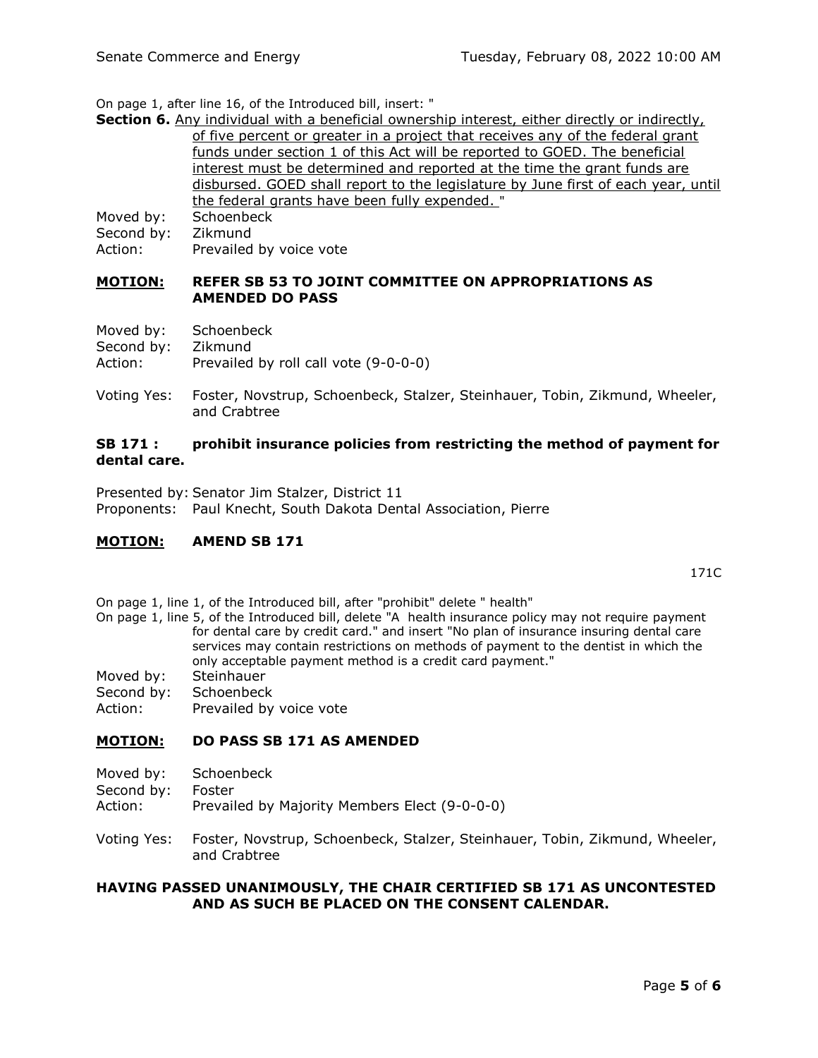On page 1, after line 16, of the Introduced bill, insert: "

**Section 6.** <u>Any individual with a beneficial ownership interest, either directly or indirectly, of five percent or greater in a project that receives any of the federal grant funds under section 1 of this Act will be reported to GOED. The beneficial interest must be determined and reported at the time the grant funds are disbursed. GOED shall report to the legislature by June first of each year, until the federal grants have been fully expended. </u>"

Moved by: Schoenbeck
Second by: Zikmund
Action: Prevailed by voice vote

**<u>MOTION:</u> REFER SB 53 TO JOINT COMMITTEE ON APPROPRIATIONS AS AMENDED DO PASS**

Moved by: Schoenbeck
Second by: Zikmund
Action: Prevailed by roll call vote (9-0-0-0)

Voting Yes: Foster, Novstrup, Schoenbeck, Stalzer, Steinhauer, Tobin, Zikmund, Wheeler, and Crabtree

**SB 171 : prohibit insurance policies from restricting the method of payment for dental care.**

Presented by: Senator Jim Stalzer, District 11
Proponents: Paul Knecht, South Dakota Dental Association, Pierre

**<u>MOTION:</u> AMEND SB 171**

171C

On page 1, line 1, of the Introduced bill, after "prohibit" delete " health"

On page 1, line 5, of the Introduced bill, delete "A health insurance policy may not require payment for dental care by credit card." and insert "No plan of insurance insuring dental care services may contain restrictions on methods of payment to the dentist in which the only acceptable payment method is a credit card payment."

Moved by: Steinhauer
Second by: Schoenbeck
Action: Prevailed by voice vote

**<u>MOTION:</u> DO PASS SB 171 AS AMENDED**

Moved by: Schoenbeck
Second by: Foster
Action: Prevailed by Majority Members Elect (9-0-0-0)

Voting Yes: Foster, Novstrup, Schoenbeck, Stalzer, Steinhauer, Tobin, Zikmund, Wheeler, and Crabtree

**HAVING PASSED UNANIMOUSLY, THE CHAIR CERTIFIED SB 171 AS UNCONTESTED AND AS SUCH BE PLACED ON THE CONSENT CALENDAR.**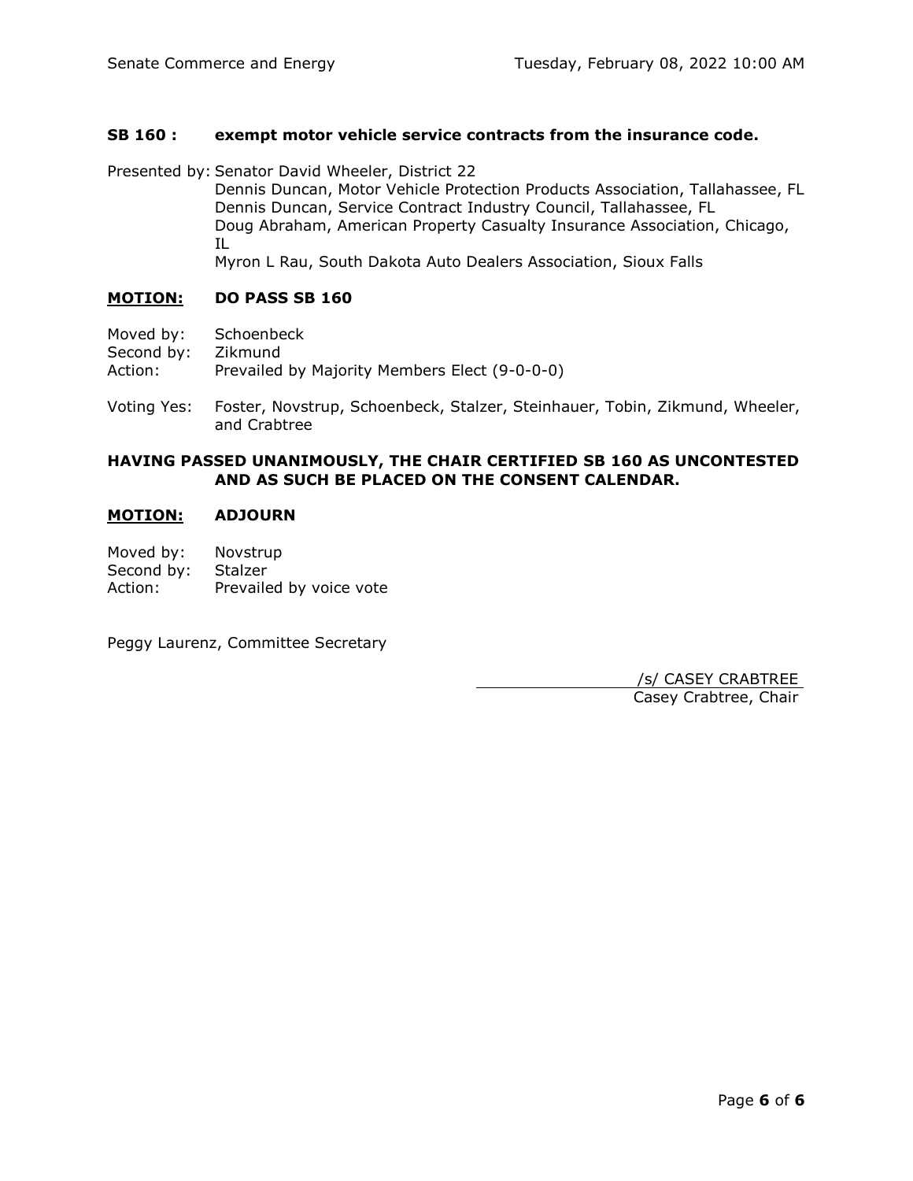**SB 160 : exempt motor vehicle service contracts from the insurance code.**

Presented by: Senator David Wheeler, District 22
Dennis Duncan, Motor Vehicle Protection Products Association, Tallahassee, FL
Dennis Duncan, Service Contract Industry Council, Tallahassee, FL
Doug Abraham, American Property Casualty Insurance Association, Chicago, IL
Myron L Rau, South Dakota Auto Dealers Association, Sioux Falls

**MOTION: DO PASS SB 160**

Moved by: Schoenbeck
Second by: Zikmund
Action: Prevailed by Majority Members Elect (9-0-0-0)

Voting Yes: Foster, Novstrup, Schoenbeck, Stalzer, Steinhauer, Tobin, Zikmund, Wheeler, and Crabtree

**HAVING PASSED UNANIMOUSLY, THE CHAIR CERTIFIED SB 160 AS UNCONTESTED AND AS SUCH BE PLACED ON THE CONSENT CALENDAR.**

**MOTION: ADJOURN**

Moved by: Novstrup
Second by: Stalzer
Action: Prevailed by voice vote

Peggy Laurenz, Committee Secretary

/s/ CASEY CRABTREE
Casey Crabtree, Chair